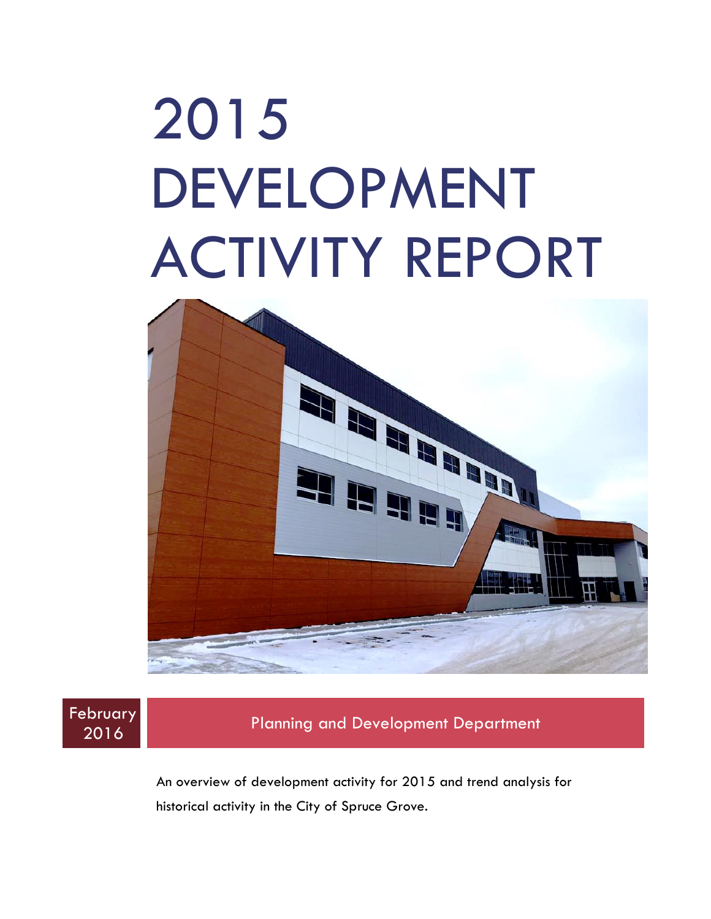# 2015 DEVELOPMENT ACTIVITY REPORT

February 2016

Planning and Development Department

An overview of development activity for 2015 and trend analysis for historical activity in the City of Spruce Grove.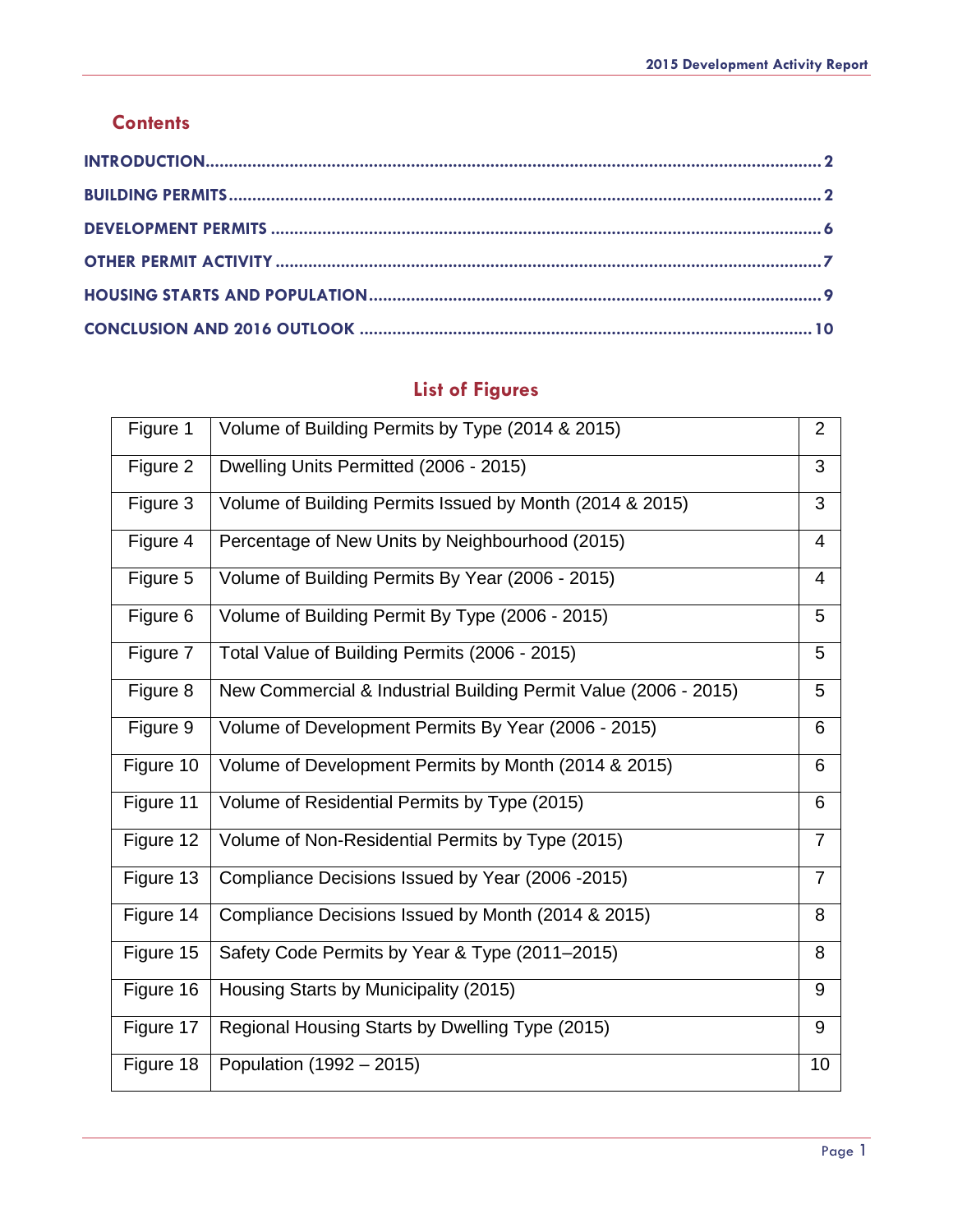## Contents

INTRODUCTION .......... 2

BUILDING PERMITS .......... 2

DEVELOPMENT PERMITS .......... 6

OTHER PERMIT ACTIVITY .......... 7

HOUSING STARTS AND POPULATION .......... 9

CONCLUSION AND 2016 OUTLOOK .......... 10

## List of Figures

| | | |
|---|---|---|
| Figure 1 | Volume of Building Permits by Type (2014 & 2015) | 2 |
| Figure 2 | Dwelling Units Permitted (2006 - 2015) | 3 |
| Figure 3 | Volume of Building Permits Issued by Month (2014 & 2015) | 3 |
| Figure 4 | Percentage of New Units by Neighbourhood (2015) | 4 |
| Figure 5 | Volume of Building Permits By Year (2006 - 2015) | 4 |
| Figure 6 | Volume of Building Permit By Type (2006 - 2015) | 5 |
| Figure 7 | Total Value of Building Permits (2006 - 2015) | 5 |
| Figure 8 | New Commercial & Industrial Building Permit Value (2006 - 2015) | 5 |
| Figure 9 | Volume of Development Permits By Year (2006 - 2015) | 6 |
| Figure 10 | Volume of Development Permits by Month (2014 & 2015) | 6 |
| Figure 11 | Volume of Residential Permits by Type (2015) | 6 |
| Figure 12 | Volume of Non-Residential Permits by Type (2015) | 7 |
| Figure 13 | Compliance Decisions Issued by Year (2006 -2015) | 7 |
| Figure 14 | Compliance Decisions Issued by Month (2014 & 2015) | 8 |
| Figure 15 | Safety Code Permits by Year & Type (2011–2015) | 8 |
| Figure 16 | Housing Starts by Municipality (2015) | 9 |
| Figure 17 | Regional Housing Starts by Dwelling Type (2015) | 9 |
| Figure 18 | Population (1992 – 2015) | 10 |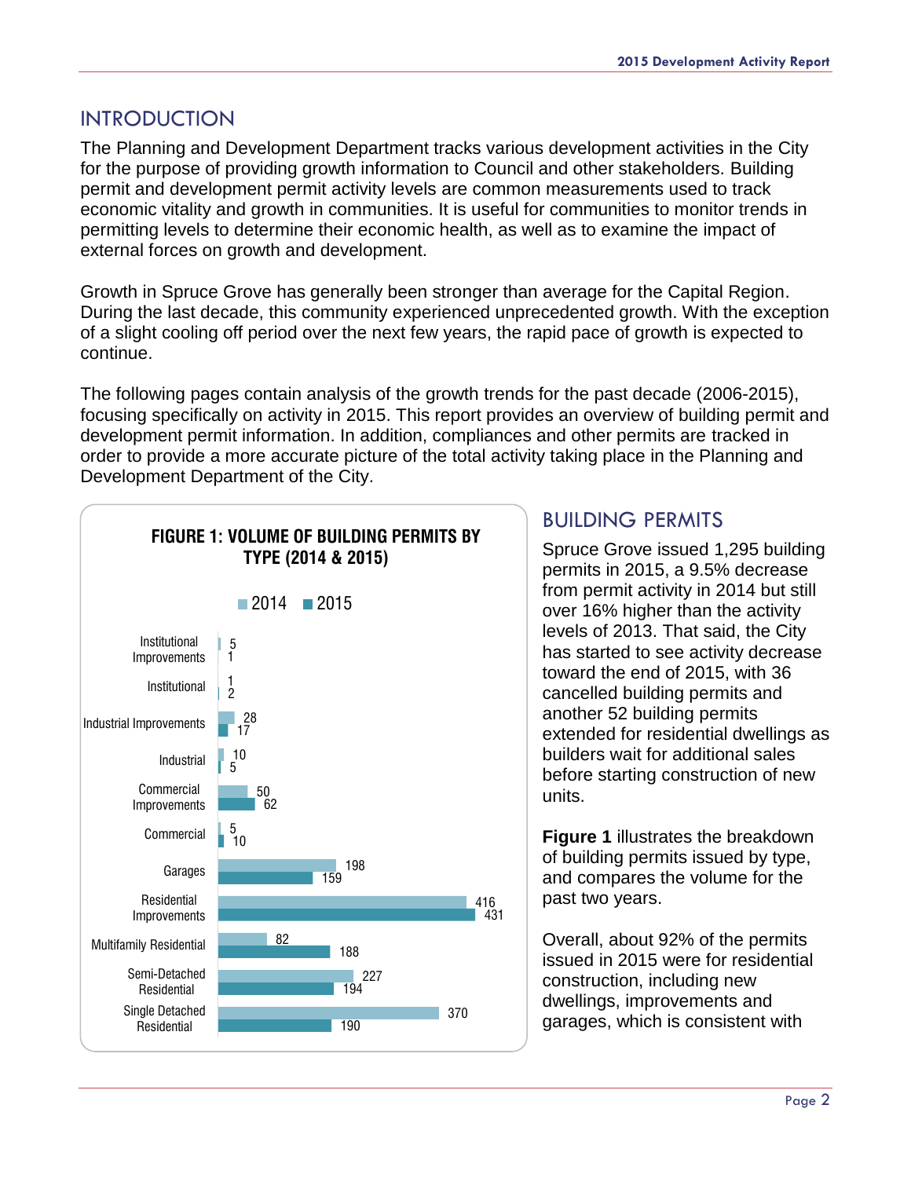## INTRODUCTION

The Planning and Development Department tracks various development activities in the City for the purpose of providing growth information to Council and other stakeholders. Building permit and development permit activity levels are common measurements used to track economic vitality and growth in communities. It is useful for communities to monitor trends in permitting levels to determine their economic health, as well as to examine the impact of external forces on growth and development.

Growth in Spruce Grove has generally been stronger than average for the Capital Region. During the last decade, this community experienced unprecedented growth. With the exception of a slight cooling off period over the next few years, the rapid pace of growth is expected to continue.

The following pages contain analysis of the growth trends for the past decade (2006-2015), focusing specifically on activity in 2015. This report provides an overview of building permit and development permit information. In addition, compliances and other permits are tracked in order to provide a more accurate picture of the total activity taking place in the Planning and Development Department of the City.

**FIGURE 1: VOLUME OF BUILDING PERMITS BY TYPE (2014 & 2015)**

| Type | 2014 | 2015 |
|---|---|---|
| Institutional Improvements | 5 | 1 |
| Institutional | 1 | 2 |
| Industrial Improvements | 28 | 17 |
| Industrial | 10 | 5 |
| Commercial Improvements | 50 | 62 |
| Commercial | 5 | 10 |
| Garages | 198 | 159 |
| Residential Improvements | 416 | 431 |
| Multifamily Residential | 82 | 188 |
| Semi-Detached Residential | 227 | 194 |
| Single Detached Residential | 370 | 190 |

## BUILDING PERMITS

Spruce Grove issued 1,295 building permits in 2015, a 9.5% decrease from permit activity in 2014 but still over 16% higher than the activity levels of 2013. That said, the City has started to see activity decrease toward the end of 2015, with 36 cancelled building permits and another 52 building permits extended for residential dwellings as builders wait for additional sales before starting construction of new units.

**Figure 1** illustrates the breakdown of building permits issued by type, and compares the volume for the past two years.

Overall, about 92% of the permits issued in 2015 were for residential construction, including new dwellings, improvements and garages, which is consistent with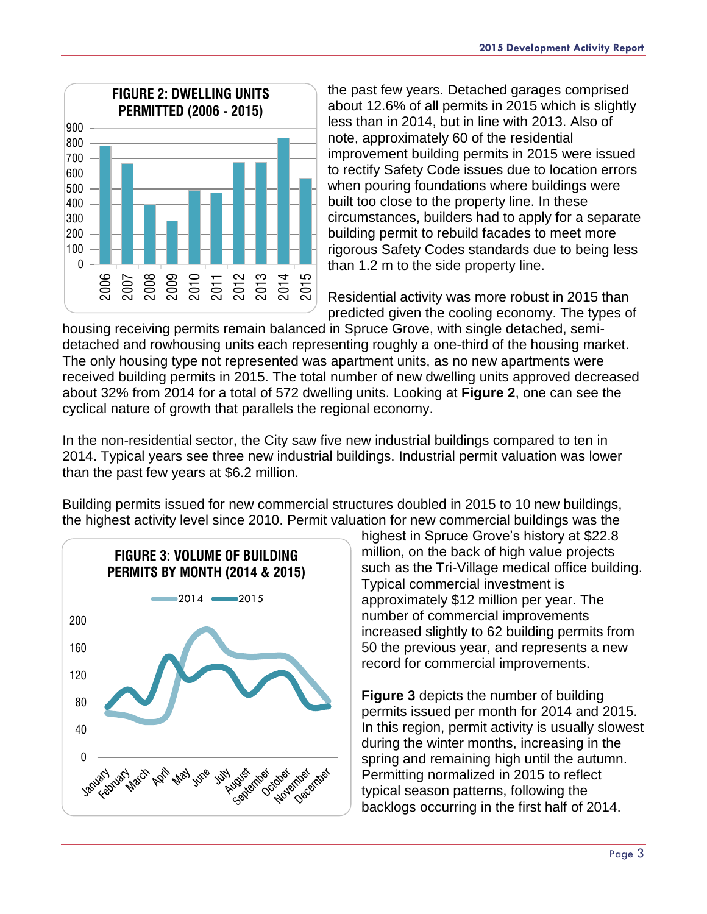**FIGURE 2: DWELLING UNITS PERMITTED (2006 - 2015)**

the past few years. Detached garages comprised about 12.6% of all permits in 2015 which is slightly less than in 2014, but in line with 2013. Also of note, approximately 60 of the residential improvement building permits in 2015 were issued to rectify Safety Code issues due to location errors when pouring foundations where buildings were built too close to the property line. In these circumstances, builders had to apply for a separate building permit to rebuild facades to meet more rigorous Safety Codes standards due to being less than 1.2 m to the side property line.

Residential activity was more robust in 2015 than predicted given the cooling economy. The types of housing receiving permits remain balanced in Spruce Grove, with single detached, semi-detached and rowhousing units each representing roughly a one-third of the housing market. The only housing type not represented was apartment units, as no new apartments were received building permits in 2015. The total number of new dwelling units approved decreased about 32% from 2014 for a total of 572 dwelling units. Looking at **Figure 2**, one can see the cyclical nature of growth that parallels the regional economy.

In the non-residential sector, the City saw five new industrial buildings compared to ten in 2014. Typical years see three new industrial buildings. Industrial permit valuation was lower than the past few years at $6.2 million.

Building permits issued for new commercial structures doubled in 2015 to 10 new buildings, the highest activity level since 2010. Permit valuation for new commercial buildings was the highest in Spruce Grove's history at $22.8 million, on the back of high value projects such as the Tri-Village medical office building. Typical commercial investment is approximately $12 million per year. The number of commercial improvements increased slightly to 62 building permits from 50 the previous year, and represents a new record for commercial improvements.

**FIGURE 3: VOLUME OF BUILDING PERMITS BY MONTH (2014 & 2015)**

**Figure 3** depicts the number of building permits issued per month for 2014 and 2015. In this region, permit activity is usually slowest during the winter months, increasing in the spring and remaining high until the autumn. Permitting normalized in 2015 to reflect typical season patterns, following the backlogs occurring in the first half of 2014.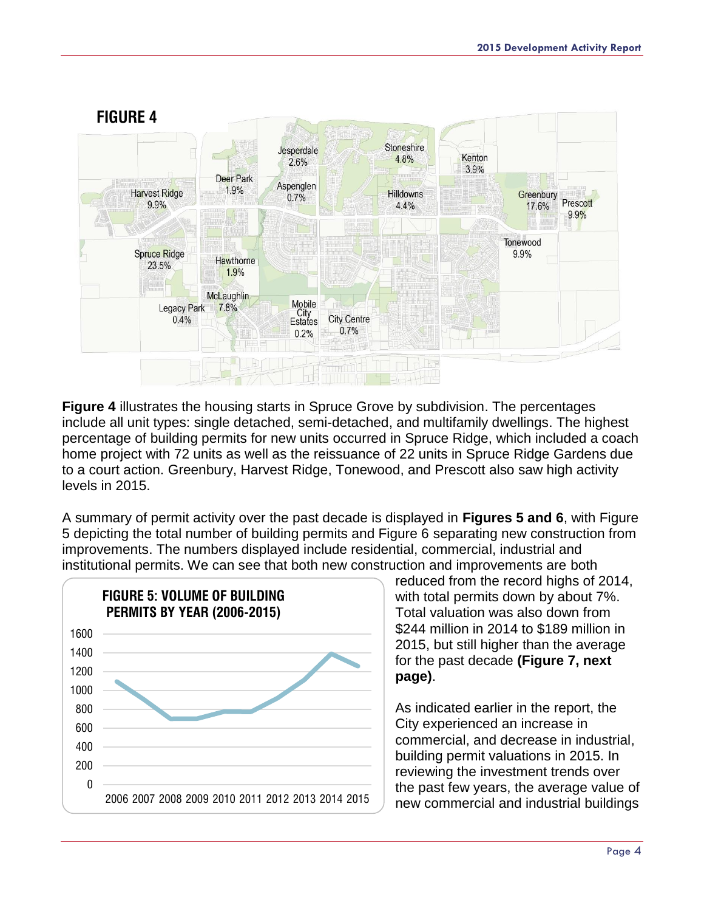## FIGURE 4

| Subdivision | Percentage |
|---|---|
| Harvest Ridge | 9.9% |
| Deer Park | 1.9% |
| Jesperdale | 2.6% |
| Aspenglen | 0.7% |
| Stoneshire | 4.8% |
| Hilldowns | 4.4% |
| Kenton | 3.9% |
| Greenbury | 17.6% |
| Prescott | 9.9% |
| Tonewood | 9.9% |
| Spruce Ridge | 23.5% |
| Hawthorne | 1.9% |
| McLaughlin | 7.8% |
| Legacy Park | 0.4% |
| Mobile City Estates | 0.2% |
| City Centre | 0.7% |

**Figure 4** illustrates the housing starts in Spruce Grove by subdivision. The percentages include all unit types: single detached, semi-detached, and multifamily dwellings. The highest percentage of building permits for new units occurred in Spruce Ridge, which included a coach home project with 72 units as well as the reissuance of 22 units in Spruce Ridge Gardens due to a court action. Greenbury, Harvest Ridge, Tonewood, and Prescott also saw high activity levels in 2015.

A summary of permit activity over the past decade is displayed in **Figures 5 and 6**, with Figure 5 depicting the total number of building permits and Figure 6 separating new construction from improvements. The numbers displayed include residential, commercial, industrial and institutional permits. We can see that both new construction and improvements are both reduced from the record highs of 2014, with total permits down by about 7%. Total valuation was also down from \$244 million in 2014 to \$189 million in 2015, but still higher than the average for the past decade **(Figure 7, next page)**.

**FIGURE 5: VOLUME OF BUILDING PERMITS BY YEAR (2006-2015)**

(Line chart; y-axis 0–1600; x-axis 2006–2015)

As indicated earlier in the report, the City experienced an increase in commercial, and decrease in industrial, building permit valuations in 2015. In reviewing the investment trends over the past few years, the average value of new commercial and industrial buildings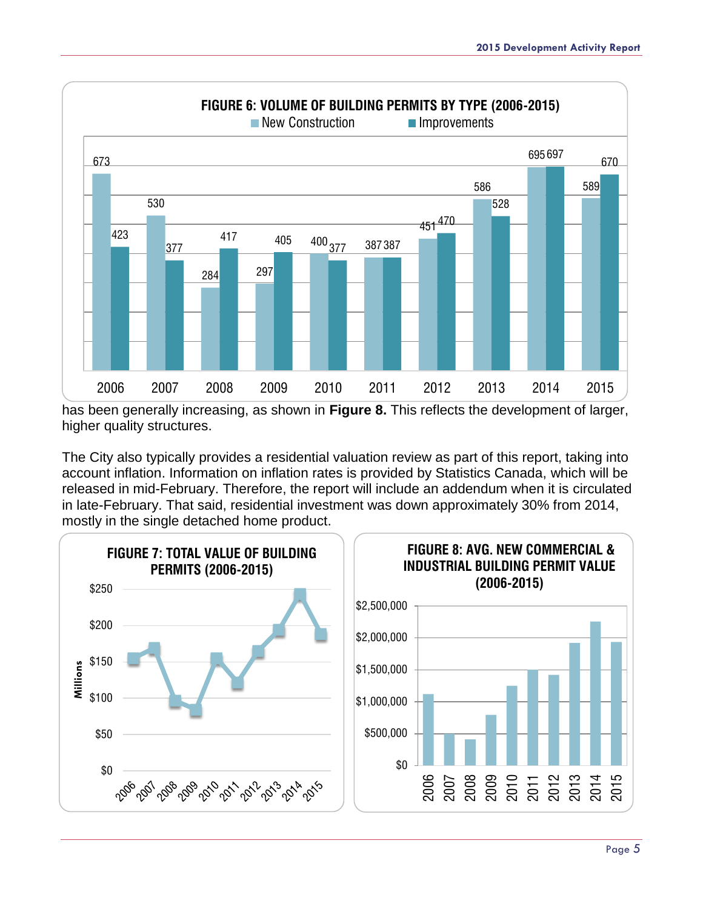**FIGURE 6: VOLUME OF BUILDING PERMITS BY TYPE (2006-2015)**

| Year | New Construction | Improvements |
|---|---|---|
| 2006 | 673 | 423 |
| 2007 | 530 | 377 |
| 2008 | 284 | 417 |
| 2009 | 297 | 405 |
| 2010 | 400 | 377 |
| 2011 | 387 | 387 |
| 2012 | 451 | 470 |
| 2013 | 586 | 528 |
| 2014 | 695 | 697 |
| 2015 | 589 | 670 |

has been generally increasing, as shown in **Figure 8.** This reflects the development of larger, higher quality structures.

The City also typically provides a residential valuation review as part of this report, taking into account inflation. Information on inflation rates is provided by Statistics Canada, which will be released in mid-February. Therefore, the report will include an addendum when it is circulated in late-February. That said, residential investment was down approximately 30% from 2014, mostly in the single detached home product.

**FIGURE 7: TOTAL VALUE OF BUILDING PERMITS (2006-2015)**

**FIGURE 8: AVG. NEW COMMERCIAL & INDUSTRIAL BUILDING PERMIT VALUE (2006-2015)**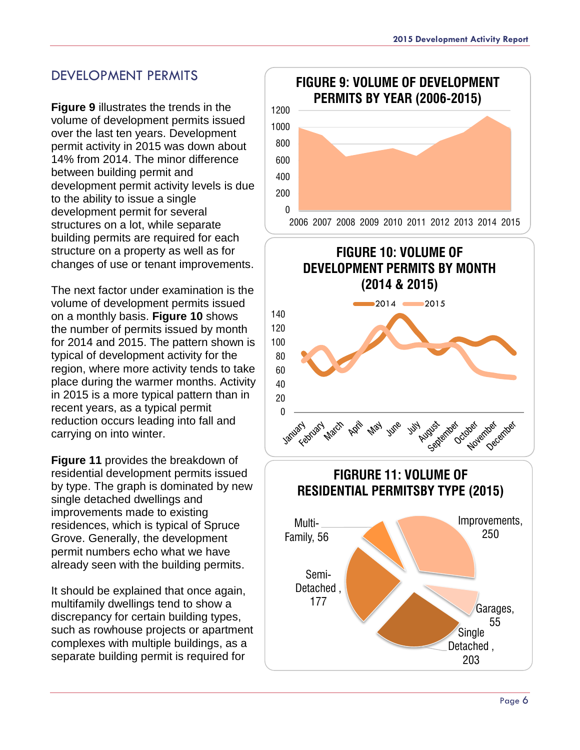## DEVELOPMENT PERMITS

**Figure 9** illustrates the trends in the volume of development permits issued over the last ten years. Development permit activity in 2015 was down about 14% from 2014. The minor difference between building permit and development permit activity levels is due to the ability to issue a single development permit for several structures on a lot, while separate building permits are required for each structure on a property as well as for changes of use or tenant improvements.

The next factor under examination is the volume of development permits issued on a monthly basis. **Figure 10** shows the number of permits issued by month for 2014 and 2015. The pattern shown is typical of development activity for the region, where more activity tends to take place during the warmer months. Activity in 2015 is a more typical pattern than in recent years, as a typical permit reduction occurs leading into fall and carrying on into winter.

**Figure 11** provides the breakdown of residential development permits issued by type. The graph is dominated by new single detached dwellings and improvements made to existing residences, which is typical of Spruce Grove. Generally, the development permit numbers echo what we have already seen with the building permits.

It should be explained that once again, multifamily dwellings tend to show a discrepancy for certain building types, such as rowhouse projects or apartment complexes with multiple buildings, as a separate building permit is required for

**FIGURE 9: VOLUME OF DEVELOPMENT PERMITS BY YEAR (2006-2015)**

**FIGURE 10: VOLUME OF DEVELOPMENT PERMITS BY MONTH (2014 & 2015)**

**FIGRURE 11: VOLUME OF RESIDENTIAL PERMITSBY TYPE (2015)**

| Type | Permits |
|---|---|
| Multi-Family | 56 |
| Improvements | 250 |
| Semi-Detached | 177 |
| Garages | 55 |
| Single Detached | 203 |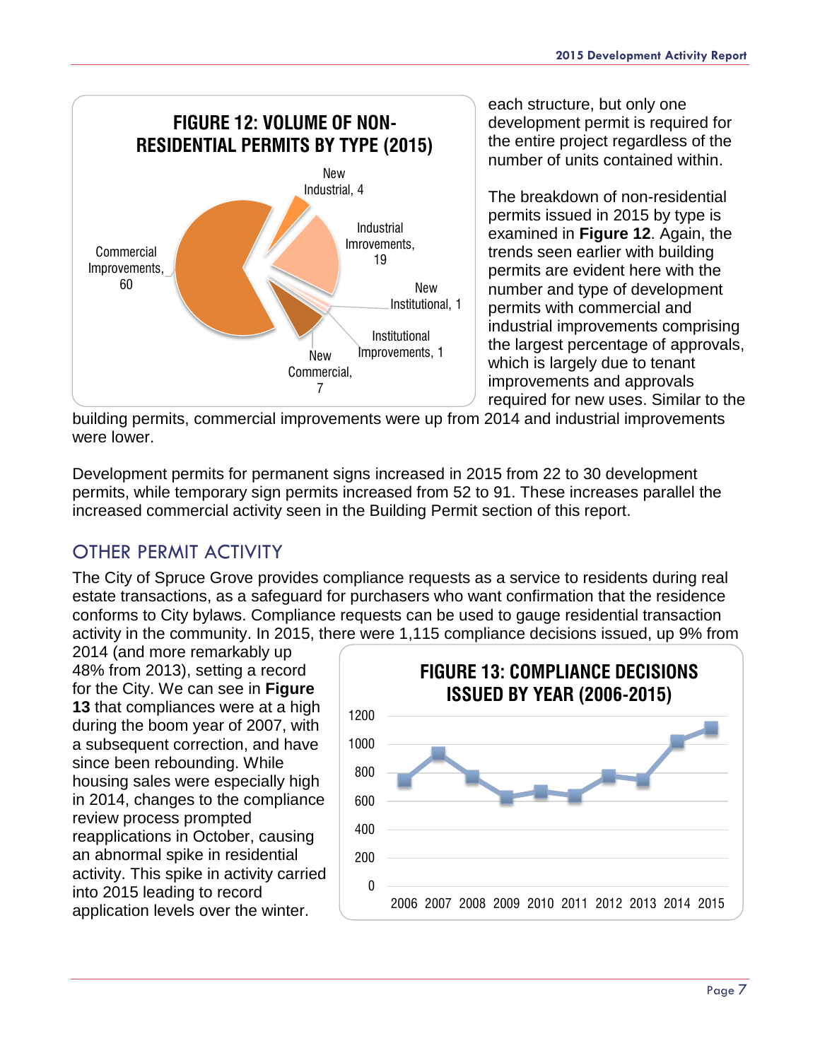**FIGURE 12: VOLUME OF NON-RESIDENTIAL PERMITS BY TYPE (2015)**

New Industrial, 4

Industrial Imrovements, 19

New Institutional, 1

Institutional Improvements, 1

New Commercial, 7

Commercial Improvements, 60

each structure, but only one development permit is required for the entire project regardless of the number of units contained within.

The breakdown of non-residential permits issued in 2015 by type is examined in **Figure 12**. Again, the trends seen earlier with building permits are evident here with the number and type of development permits with commercial and industrial improvements comprising the largest percentage of approvals, which is largely due to tenant improvements and approvals required for new uses. Similar to the building permits, commercial improvements were up from 2014 and industrial improvements were lower.

Development permits for permanent signs increased in 2015 from 22 to 30 development permits, while temporary sign permits increased from 52 to 91. These increases parallel the increased commercial activity seen in the Building Permit section of this report.

## OTHER PERMIT ACTIVITY

The City of Spruce Grove provides compliance requests as a service to residents during real estate transactions, as a safeguard for purchasers who want confirmation that the residence conforms to City bylaws. Compliance requests can be used to gauge residential transaction activity in the community. In 2015, there were 1,115 compliance decisions issued, up 9% from 2014 (and more remarkably up 48% from 2013), setting a record for the City. We can see in **Figure 13** that compliances were at a high during the boom year of 2007, with a subsequent correction, and have since been rebounding. While housing sales were especially high in 2014, changes to the compliance review process prompted reapplications in October, causing an abnormal spike in residential activity. This spike in activity carried into 2015 leading to record application levels over the winter.

**FIGURE 13: COMPLIANCE DECISIONS ISSUED BY YEAR (2006-2015)**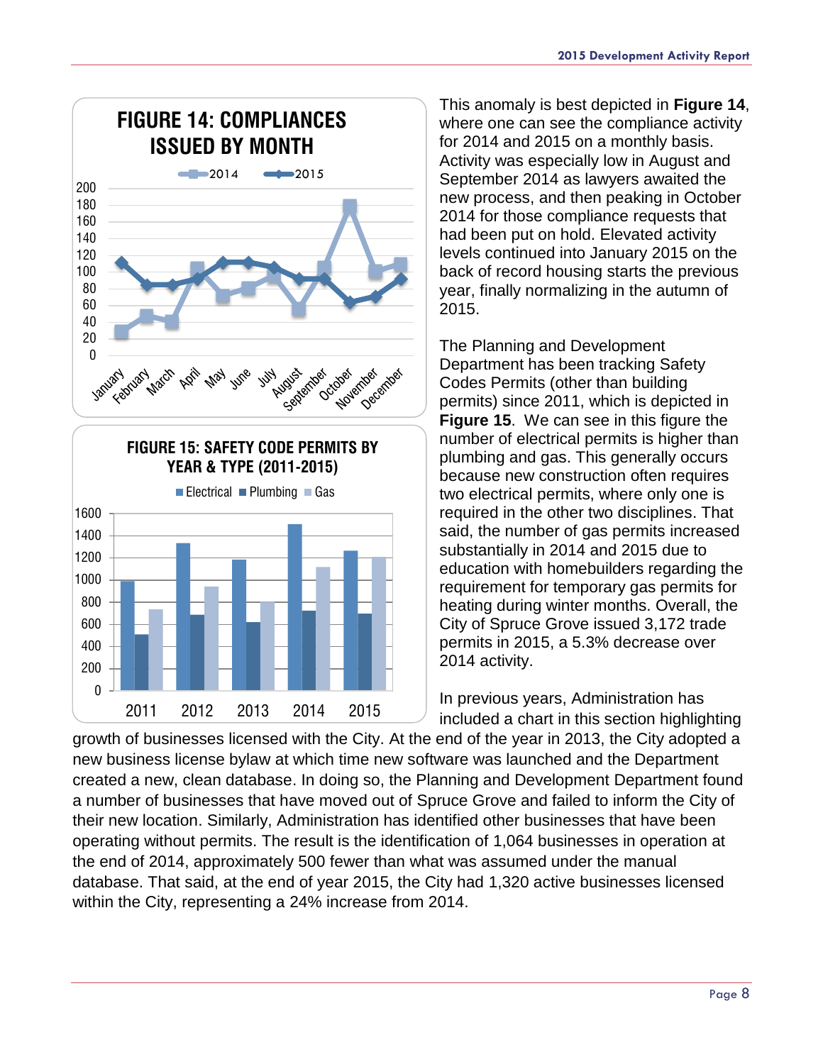**FIGURE 14: COMPLIANCES ISSUED BY MONTH**

**FIGURE 15: SAFETY CODE PERMITS BY YEAR & TYPE (2011-2015)**

This anomaly is best depicted in **Figure 14**, where one can see the compliance activity for 2014 and 2015 on a monthly basis. Activity was especially low in August and September 2014 as lawyers awaited the new process, and then peaking in October 2014 for those compliance requests that had been put on hold. Elevated activity levels continued into January 2015 on the back of record housing starts the previous year, finally normalizing in the autumn of 2015.

The Planning and Development Department has been tracking Safety Codes Permits (other than building permits) since 2011, which is depicted in **Figure 15**. We can see in this figure the number of electrical permits is higher than plumbing and gas. This generally occurs because new construction often requires two electrical permits, where only one is required in the other two disciplines. That said, the number of gas permits increased substantially in 2014 and 2015 due to education with homebuilders regarding the requirement for temporary gas permits for heating during winter months. Overall, the City of Spruce Grove issued 3,172 trade permits in 2015, a 5.3% decrease over 2014 activity.

In previous years, Administration has included a chart in this section highlighting growth of businesses licensed with the City. At the end of the year in 2013, the City adopted a new business license bylaw at which time new software was launched and the Department created a new, clean database. In doing so, the Planning and Development Department found a number of businesses that have moved out of Spruce Grove and failed to inform the City of their new location. Similarly, Administration has identified other businesses that have been operating without permits. The result is the identification of 1,064 businesses in operation at the end of 2014, approximately 500 fewer than what was assumed under the manual database. That said, at the end of year 2015, the City had 1,320 active businesses licensed within the City, representing a 24% increase from 2014.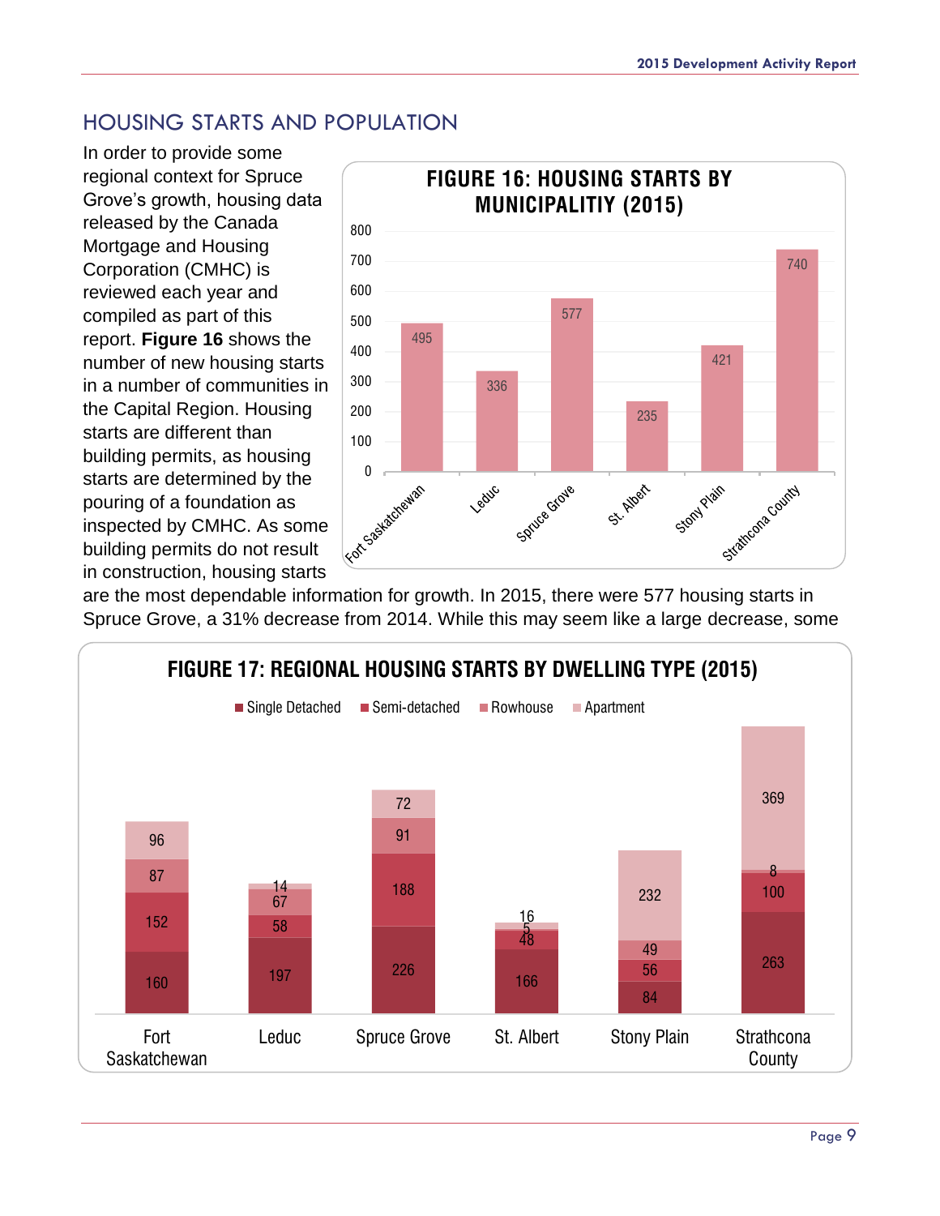## HOUSING STARTS AND POPULATION

In order to provide some regional context for Spruce Grove's growth, housing data released by the Canada Mortgage and Housing Corporation (CMHC) is reviewed each year and compiled as part of this report. **Figure 16** shows the number of new housing starts in a number of communities in the Capital Region. Housing starts are different than building permits, as housing starts are determined by the pouring of a foundation as inspected by CMHC. As some building permits do not result in construction, housing starts are the most dependable information for growth. In 2015, there were 577 housing starts in Spruce Grove, a 31% decrease from 2014. While this may seem like a large decrease, some

**FIGURE 16: HOUSING STARTS BY MUNICIPALITIY (2015)**

| Municipality | Housing Starts |
|---|---|
| Fort Saskatchewan | 495 |
| Leduc | 336 |
| Spruce Grove | 577 |
| St. Albert | 235 |
| Stony Plain | 421 |
| Strathcona County | 740 |

**FIGURE 17: REGIONAL HOUSING STARTS BY DWELLING TYPE (2015)**

| Municipality | Single Detached | Semi-detached | Rowhouse | Apartment |
|---|---|---|---|---|
| Fort Saskatchewan | 160 | 152 | 87 | 96 |
| Leduc | 197 | 58 | 67 | 14 |
| Spruce Grove | 226 | 188 | 91 | 72 |
| St. Albert | 166 | 48 | 5 | 16 |
| Stony Plain | 84 | 56 | 49 | 232 |
| Strathcona County | 263 | 100 | 8 | 369 |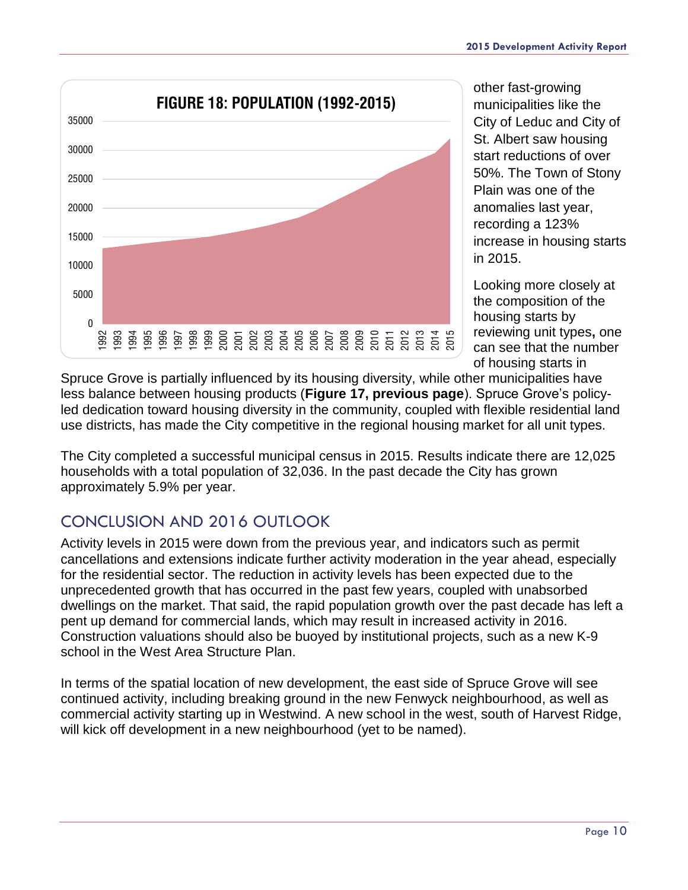FIGURE 18: POPULATION (1992-2015)

35000
30000
25000
20000
15000
10000
5000
0

1992 1993 1994 1995 1996 1997 1998 1999 2000 2001 2002 2003 2004 2005 2006 2007 2008 2009 2010 2011 2012 2013 2014 2015

other fast-growing municipalities like the City of Leduc and City of St. Albert saw housing start reductions of over 50%. The Town of Stony Plain was one of the anomalies last year, recording a 123% increase in housing starts in 2015.

Looking more closely at the composition of the housing starts by reviewing unit types**,** one can see that the number of housing starts in Spruce Grove is partially influenced by its housing diversity, while other municipalities have less balance between housing products (**Figure 17, previous page**). Spruce Grove's policy-led dedication toward housing diversity in the community, coupled with flexible residential land use districts, has made the City competitive in the regional housing market for all unit types.

The City completed a successful municipal census in 2015. Results indicate there are 12,025 households with a total population of 32,036. In the past decade the City has grown approximately 5.9% per year.

## CONCLUSION AND 2016 OUTLOOK

Activity levels in 2015 were down from the previous year, and indicators such as permit cancellations and extensions indicate further activity moderation in the year ahead, especially for the residential sector. The reduction in activity levels has been expected due to the unprecedented growth that has occurred in the past few years, coupled with unabsorbed dwellings on the market. That said, the rapid population growth over the past decade has left a pent up demand for commercial lands, which may result in increased activity in 2016. Construction valuations should also be buoyed by institutional projects, such as a new K-9 school in the West Area Structure Plan.

In terms of the spatial location of new development, the east side of Spruce Grove will see continued activity, including breaking ground in the new Fenwyck neighbourhood, as well as commercial activity starting up in Westwind. A new school in the west, south of Harvest Ridge, will kick off development in a new neighbourhood (yet to be named).